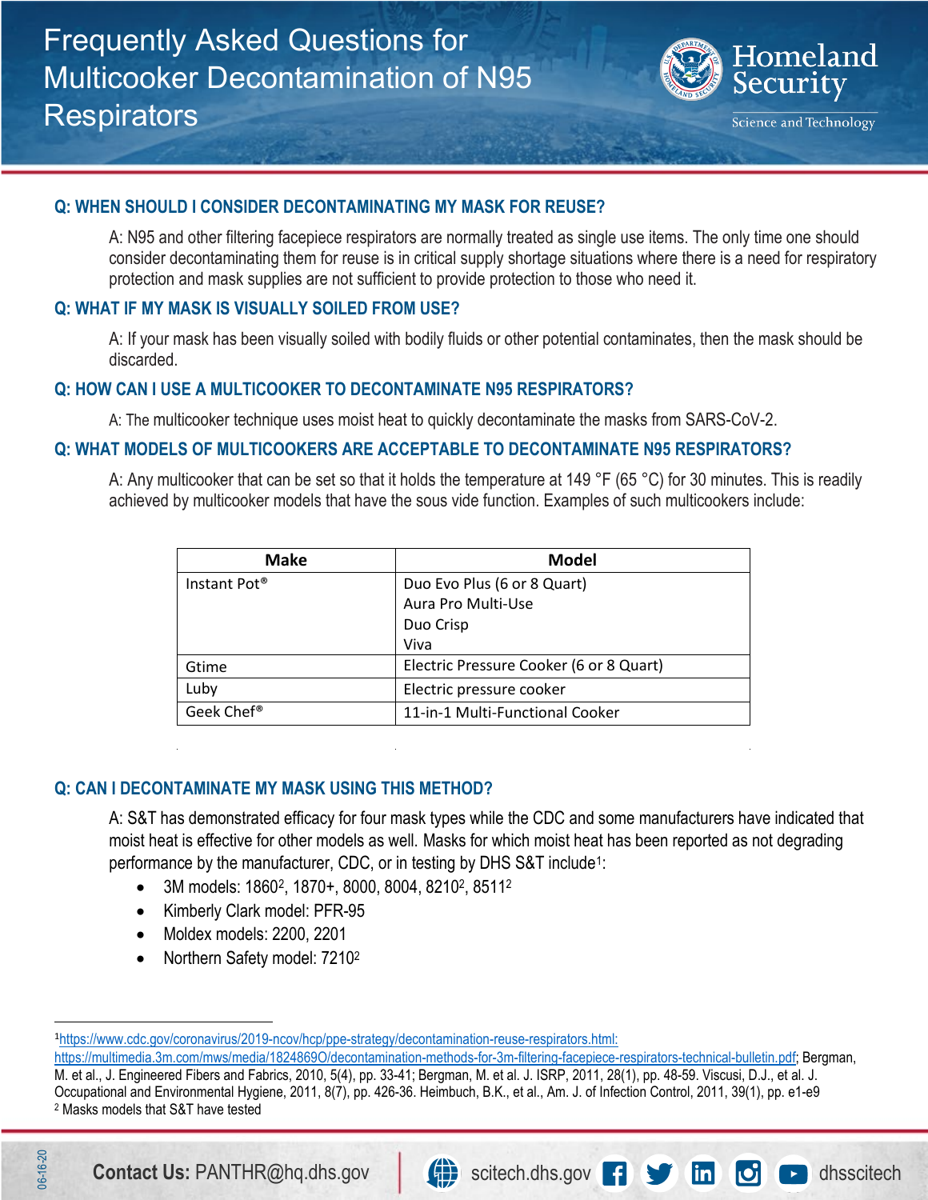# Frequently Asked Questions for Multicooker Decontamination of N95 Respirators

Homeland Security

Science and Technology

## Q: WHEN SHOULD I CONSIDER DECONTAMINATING MY MASK FOR REUSE?

A: N95 and other filtering facepiece respirators are normally treated as single use items. The only time one should consider decontaminating them for reuse is in critical supply shortage situations where there is a need for respiratory protection and mask supplies are not sufficient to provide protection to those who need it.

## Q: WHAT IF MY MASK IS VISUALLY SOILED FROM USE?

A: If your mask has been visually soiled with bodily fluids or other potential contaminates, then the mask should be discarded.

## Q: HOW CAN I USE A MULTICOOKER TO DECONTAMINATE N95 RESPIRATORS?

A: The multicooker technique uses moist heat to quickly decontaminate the masks from SARS-CoV-2.

## Q: WHAT MODELS OF MULTICOOKERS ARE ACCEPTABLE TO DECONTAMINATE N95 RESPIRATORS?

A: Any multicooker that can be set so that it holds the temperature at 149 °F (65 °C) for 30 minutes. This is readily achieved by multicooker models that have the sous vide function. Examples of such multicookers include:

| Make | Model |
| --- | --- |
| Instant Pot® | Duo Evo Plus (6 or 8 Quart)<br>Aura Pro Multi-Use<br>Duo Crisp<br>Viva |
| Gtime | Electric Pressure Cooker (6 or 8 Quart) |
| Luby | Electric pressure cooker |
| Geek Chef® | 11-in-1 Multi-Functional Cooker |

## Q: CAN I DECONTAMINATE MY MASK USING THIS METHOD?

A: S&T has demonstrated efficacy for four mask types while the CDC and some manufacturers have indicated that moist heat is effective for other models as well. Masks for which moist heat has been reported as not degrading performance by the manufacturer, CDC, or in testing by DHS S&T include[1]:

- 3M models: 1860[2], 1870+, 8000, 8004, 8210[2], 8511[2]
- Kimberly Clark model: PFR-95
- Moldex models: 2200, 2201
- Northern Safety model: 7210[2]

---

[1] https://www.cdc.gov/coronavirus/2019-ncov/hcp/ppe-strategy/decontamination-reuse-respirators.html; https://multimedia.3m.com/mws/media/1824869O/decontamination-methods-for-3m-filtering-facepiece-respirators-technical-bulletin.pdf; Bergman, M. et al., J. Engineered Fibers and Fabrics, 2010, 5(4), pp. 33-41; Bergman, M. et al. J. ISRP, 2011, 28(1), pp. 48-59. Viscusi, D.J., et al. J. Occupational and Environmental Hygiene, 2011, 8(7), pp. 426-36. Heimbuch, B.K., et al., Am. J. of Infection Control, 2011, 39(1), pp. e1-e9

[2] Masks models that S&T have tested

06-16-20

**Contact Us:** PANTHR@hq.dhs.gov | scitech.dhs.gov | dhsscitech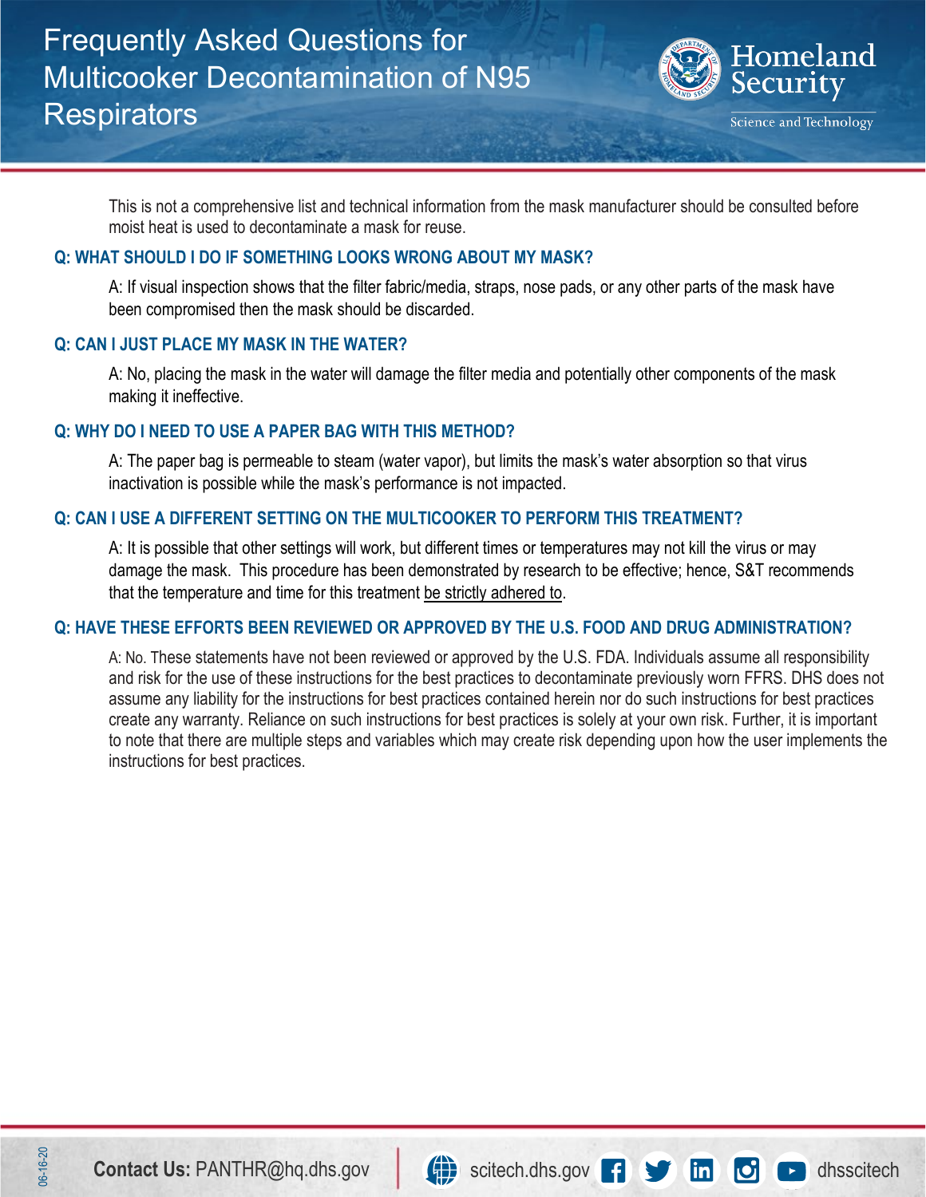# Frequently Asked Questions for Multicooker Decontamination of N95 Respirators

This is not a comprehensive list and technical information from the mask manufacturer should be consulted before moist heat is used to decontaminate a mask for reuse.

### Q: WHAT SHOULD I DO IF SOMETHING LOOKS WRONG ABOUT MY MASK?

A: If visual inspection shows that the filter fabric/media, straps, nose pads, or any other parts of the mask have been compromised then the mask should be discarded.

### Q: CAN I JUST PLACE MY MASK IN THE WATER?

A: No, placing the mask in the water will damage the filter media and potentially other components of the mask making it ineffective.

### Q: WHY DO I NEED TO USE A PAPER BAG WITH THIS METHOD?

A: The paper bag is permeable to steam (water vapor), but limits the mask's water absorption so that virus inactivation is possible while the mask's performance is not impacted.

### Q: CAN I USE A DIFFERENT SETTING ON THE MULTICOOKER TO PERFORM THIS TREATMENT?

A: It is possible that other settings will work, but different times or temperatures may not kill the virus or may damage the mask. This procedure has been demonstrated by research to be effective; hence, S&T recommends that the temperature and time for this treatment be strictly adhered to.

### Q: HAVE THESE EFFORTS BEEN REVIEWED OR APPROVED BY THE U.S. FOOD AND DRUG ADMINISTRATION?

A: No. These statements have not been reviewed or approved by the U.S. FDA. Individuals assume all responsibility and risk for the use of these instructions for the best practices to decontaminate previously worn FFRS. DHS does not assume any liability for the instructions for best practices contained herein nor do such instructions for best practices create any warranty. Reliance on such instructions for best practices is solely at your own risk. Further, it is important to note that there are multiple steps and variables which may create risk depending upon how the user implements the instructions for best practices.

**Contact Us:** PANTHR@hq.dhs.gov | scitech.dhs.gov | dhsscitech